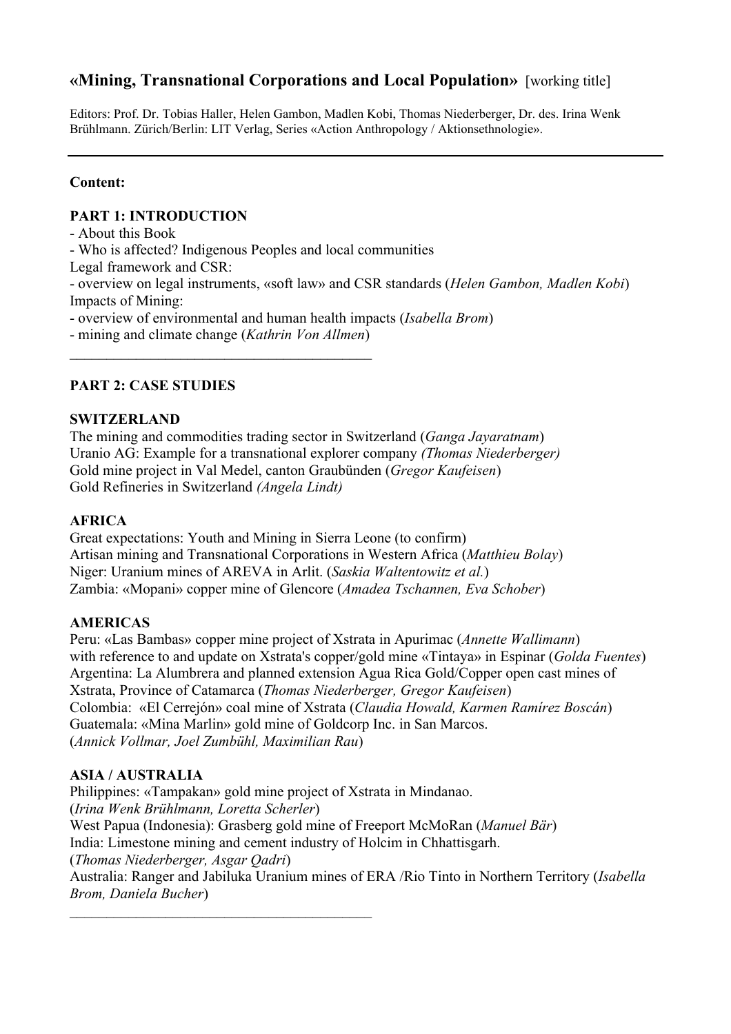# «Mining, Transnational Corporations and Local Population» [working title]

Editors: Prof. Dr. Tobias Haller, Helen Gambon, Madlen Kobi, Thomas Niederberger, Dr. des. Irina Wenk Brühlmann. Zürich/Berlin: LIT Verlag, Series «Action Anthropology / Aktionsethnologie».

---

**Content:**

## PART 1: INTRODUCTION

- About this Book
- Who is affected? Indigenous Peoples and local communities

Legal framework and CSR:

- overview on legal instruments, «soft law» and CSR standards (*Helen Gambon, Madlen Kobi*)

Impacts of Mining:

- overview of environmental and human health impacts (*Isabella Brom*)
- mining and climate change (*Kathrin Von Allmen*)

---

## PART 2: CASE STUDIES

### SWITZERLAND

The mining and commodities trading sector in Switzerland (*Ganga Jayaratnam*)
Uranio AG: Example for a transnational explorer company *(Thomas Niederberger)*
Gold mine project in Val Medel, canton Graubünden (*Gregor Kaufeisen*)
Gold Refineries in Switzerland *(Angela Lindt)*

### AFRICA

Great expectations: Youth and Mining in Sierra Leone (to confirm)
Artisan mining and Transnational Corporations in Western Africa (*Matthieu Bolay*)
Niger: Uranium mines of AREVA in Arlit. (*Saskia Waltentowitz et al.*)
Zambia: «Mopani» copper mine of Glencore (*Amadea Tschannen, Eva Schober*)

### AMERICAS

Peru: «Las Bambas» copper mine project of Xstrata in Apurimac (*Annette Wallimann*)
with reference to and update on Xstrata's copper/gold mine «Tintaya» in Espinar (*Golda Fuentes*)
Argentina: La Alumbrera and planned extension Agua Rica Gold/Copper open cast mines of Xstrata, Province of Catamarca (*Thomas Niederberger, Gregor Kaufeisen*)
Colombia: «El Cerrejón» coal mine of Xstrata (*Claudia Howald, Karmen Ramírez Boscán*)
Guatemala: «Mina Marlin» gold mine of Goldcorp Inc. in San Marcos.
(*Annick Vollmar, Joel Zumbühl, Maximilian Rau*)

### ASIA / AUSTRALIA

Philippines: «Tampakan» gold mine project of Xstrata in Mindanao.
(*Irina Wenk Brühlmann, Loretta Scherler*)
West Papua (Indonesia): Grasberg gold mine of Freeport McMoRan (*Manuel Bär*)
India: Limestone mining and cement industry of Holcim in Chhattisgarh.
(*Thomas Niederberger, Asgar Qadri*)
Australia: Ranger and Jabiluka Uranium mines of ERA /Rio Tinto in Northern Territory (*Isabella Brom, Daniela Bucher*)

---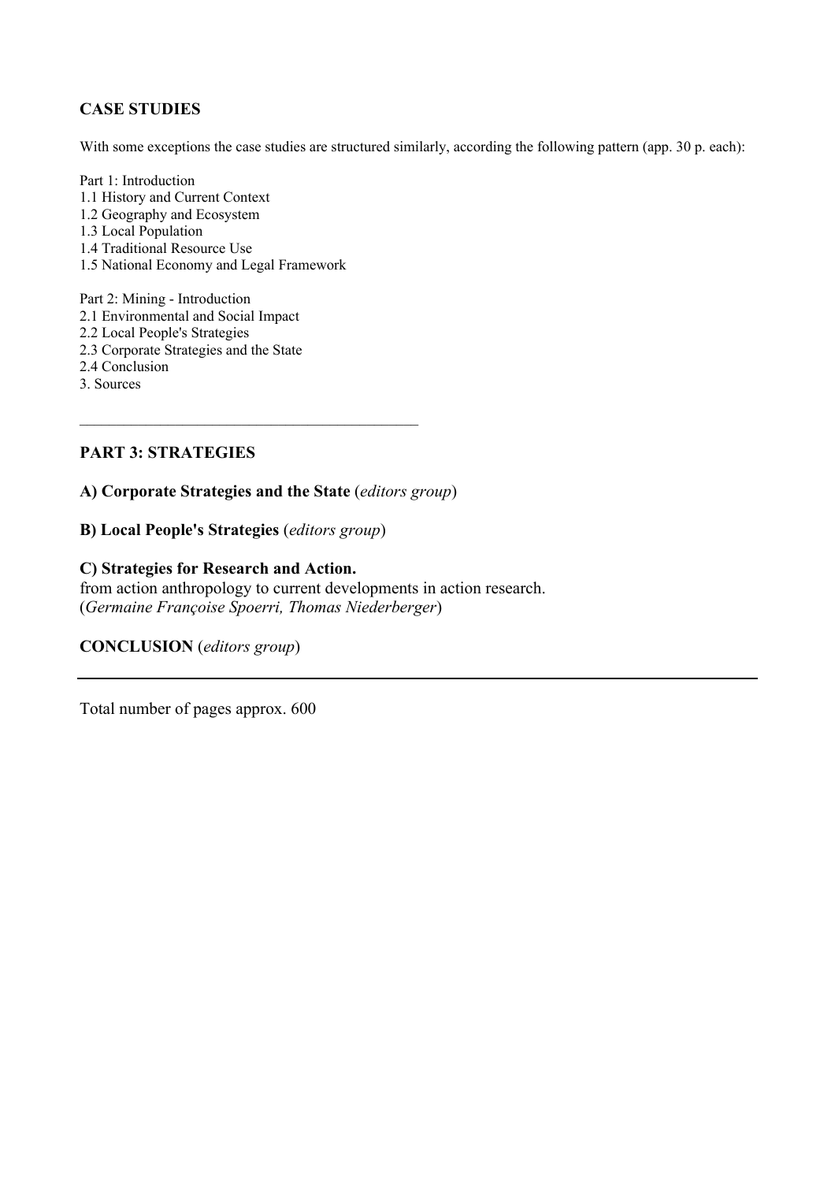## CASE STUDIES

With some exceptions the case studies are structured similarly, according the following pattern (app. 30 p. each):

Part 1: Introduction
1.1 History and Current Context
1.2 Geography and Ecosystem
1.3 Local Population
1.4 Traditional Resource Use
1.5 National Economy and Legal Framework

Part 2: Mining - Introduction
2.1 Environmental and Social Impact
2.2 Local People's Strategies
2.3 Corporate Strategies and the State
2.4 Conclusion
3. Sources

---

## PART 3: STRATEGIES

**A) Corporate Strategies and the State** (*editors group*)

**B) Local People's Strategies** (*editors group*)

**C) Strategies for Research and Action.**
from action anthropology to current developments in action research.
(*Germaine Françoise Spoerri, Thomas Niederberger*)

**CONCLUSION** (*editors group*)

---

Total number of pages approx. 600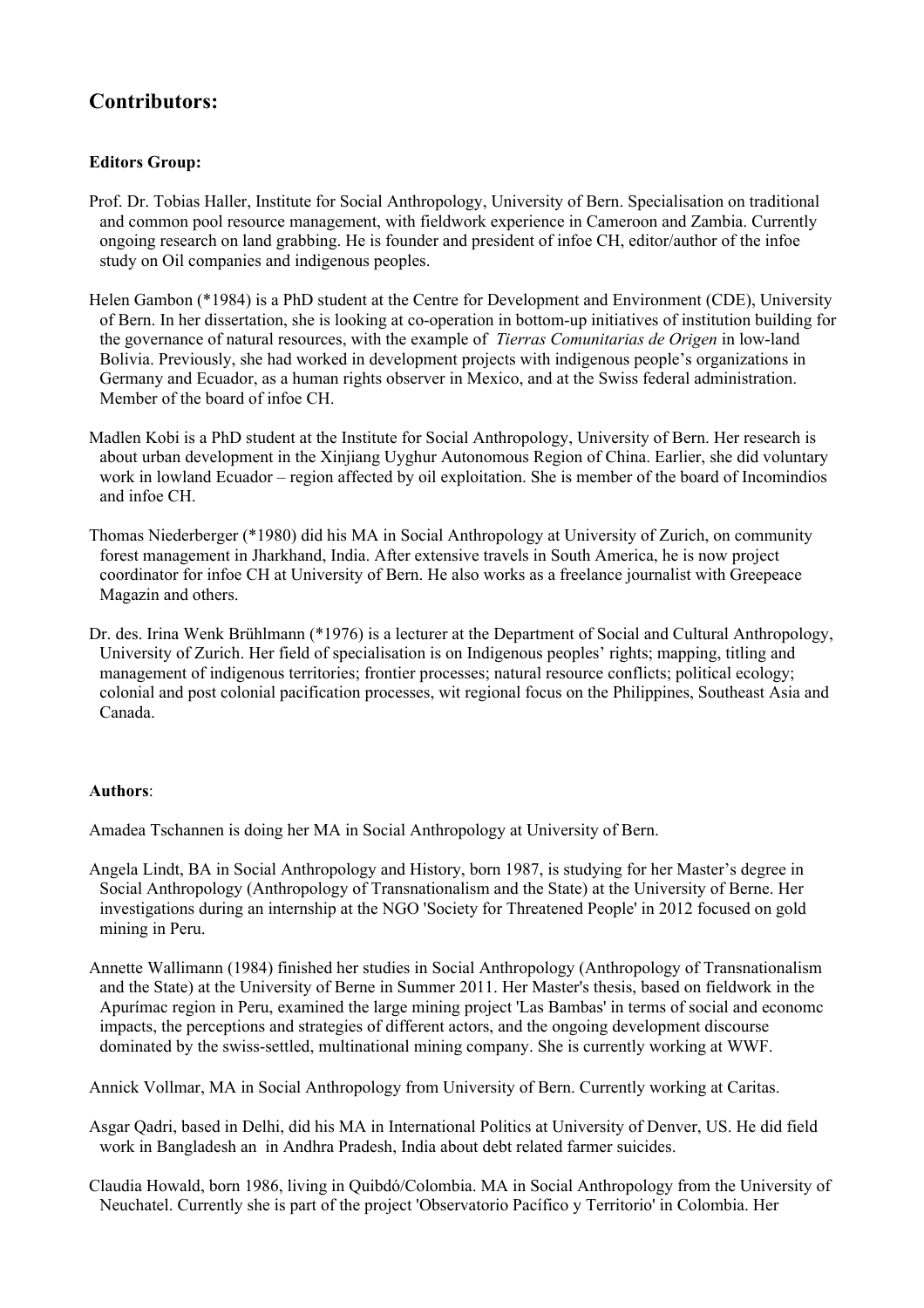## Contributors:

**Editors Group:**

Prof. Dr. Tobias Haller, Institute for Social Anthropology, University of Bern. Specialisation on traditional and common pool resource management, with fieldwork experience in Cameroon and Zambia. Currently ongoing research on land grabbing. He is founder and president of infoe CH, editor/author of the infoe study on Oil companies and indigenous peoples.

Helen Gambon (*1984) is a PhD student at the Centre for Development and Environment (CDE), University of Bern. In her dissertation, she is looking at co-operation in bottom-up initiatives of institution building for the governance of natural resources, with the example of *Tierras Comunitarias de Origen* in low-land Bolivia. Previously, she had worked in development projects with indigenous people's organizations in Germany and Ecuador, as a human rights observer in Mexico, and at the Swiss federal administration. Member of the board of infoe CH.

Madlen Kobi is a PhD student at the Institute for Social Anthropology, University of Bern. Her research is about urban development in the Xinjiang Uyghur Autonomous Region of China. Earlier, she did voluntary work in lowland Ecuador – region affected by oil exploitation. She is member of the board of Incomindios and infoe CH.

Thomas Niederberger (*1980) did his MA in Social Anthropology at University of Zurich, on community forest management in Jharkhand, India. After extensive travels in South America, he is now project coordinator for infoe CH at University of Bern. He also works as a freelance journalist with Greepeace Magazin and others.

Dr. des. Irina Wenk Brühlmann (*1976) is a lecturer at the Department of Social and Cultural Anthropology, University of Zurich. Her field of specialisation is on Indigenous peoples' rights; mapping, titling and management of indigenous territories; frontier processes; natural resource conflicts; political ecology; colonial and post colonial pacification processes, wit regional focus on the Philippines, Southeast Asia and Canada.

**Authors**:

Amadea Tschannen is doing her MA in Social Anthropology at University of Bern.

Angela Lindt, BA in Social Anthropology and History, born 1987, is studying for her Master's degree in Social Anthropology (Anthropology of Transnationalism and the State) at the University of Berne. Her investigations during an internship at the NGO 'Society for Threatened People' in 2012 focused on gold mining in Peru.

Annette Wallimann (1984) finished her studies in Social Anthropology (Anthropology of Transnationalism and the State) at the University of Berne in Summer 2011. Her Master's thesis, based on fieldwork in the Apurímac region in Peru, examined the large mining project 'Las Bambas' in terms of social and economc impacts, the perceptions and strategies of different actors, and the ongoing development discourse dominated by the swiss-settled, multinational mining company. She is currently working at WWF.

Annick Vollmar, MA in Social Anthropology from University of Bern. Currently working at Caritas.

Asgar Qadri, based in Delhi, did his MA in International Politics at University of Denver, US. He did field work in Bangladesh an in Andhra Pradesh, India about debt related farmer suicides.

Claudia Howald, born 1986, living in Quibdó/Colombia. MA in Social Anthropology from the University of Neuchatel. Currently she is part of the project 'Observatorio Pacífico y Territorio' in Colombia. Her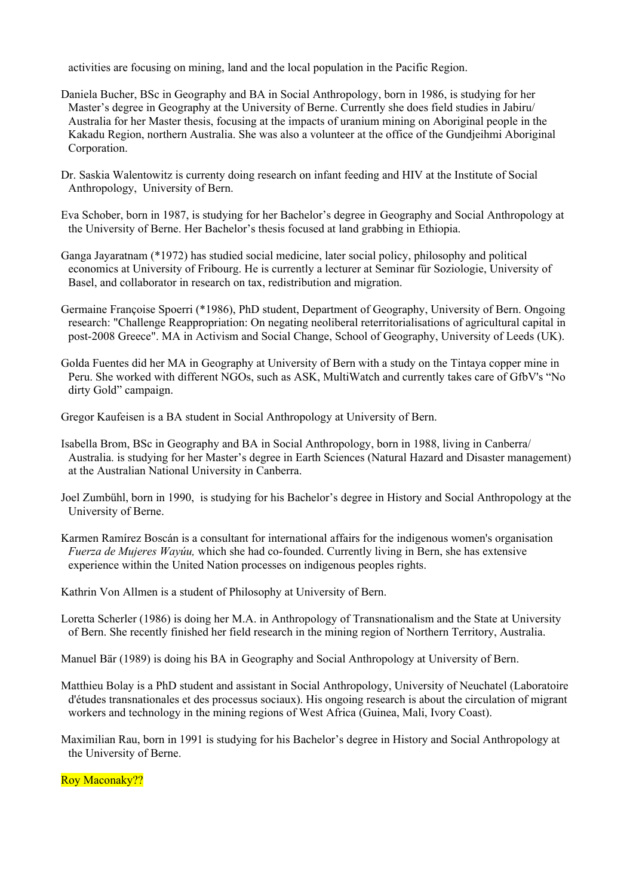activities are focusing on mining, land and the local population in the Pacific Region.

Daniela Bucher, BSc in Geography and BA in Social Anthropology, born in 1986, is studying for her Master's degree in Geography at the University of Berne. Currently she does field studies in Jabiru/ Australia for her Master thesis, focusing at the impacts of uranium mining on Aboriginal people in the Kakadu Region, northern Australia. She was also a volunteer at the office of the Gundjeihmi Aboriginal Corporation.

Dr. Saskia Walentowitz is currenty doing research on infant feeding and HIV at the Institute of Social Anthropology, University of Bern.

Eva Schober, born in 1987, is studying for her Bachelor's degree in Geography and Social Anthropology at the University of Berne. Her Bachelor's thesis focused at land grabbing in Ethiopia.

Ganga Jayaratnam (*1972) has studied social medicine, later social policy, philosophy and political economics at University of Fribourg. He is currently a lecturer at Seminar für Soziologie, University of Basel, and collaborator in research on tax, redistribution and migration.

Germaine Françoise Spoerri (*1986), PhD student, Department of Geography, University of Bern. Ongoing research: "Challenge Reappropriation: On negating neoliberal reterritorialisations of agricultural capital in post-2008 Greece". MA in Activism and Social Change, School of Geography, University of Leeds (UK).

Golda Fuentes did her MA in Geography at University of Bern with a study on the Tintaya copper mine in Peru. She worked with different NGOs, such as ASK, MultiWatch and currently takes care of GfbV's "No dirty Gold" campaign.

Gregor Kaufeisen is a BA student in Social Anthropology at University of Bern.

Isabella Brom, BSc in Geography and BA in Social Anthropology, born in 1988, living in Canberra/ Australia. is studying for her Master's degree in Earth Sciences (Natural Hazard and Disaster management) at the Australian National University in Canberra.

Joel Zumbühl, born in 1990, is studying for his Bachelor's degree in History and Social Anthropology at the University of Berne.

Karmen Ramírez Boscán is a consultant for international affairs for the indigenous women's organisation *Fuerza de Mujeres Wayúu,* which she had co-founded. Currently living in Bern, she has extensive experience within the United Nation processes on indigenous peoples rights.

Kathrin Von Allmen is a student of Philosophy at University of Bern.

Loretta Scherler (1986) is doing her M.A. in Anthropology of Transnationalism and the State at University of Bern. She recently finished her field research in the mining region of Northern Territory, Australia.

Manuel Bär (1989) is doing his BA in Geography and Social Anthropology at University of Bern.

Matthieu Bolay is a PhD student and assistant in Social Anthropology, University of Neuchatel (Laboratoire d'études transnationales et des processus sociaux). His ongoing research is about the circulation of migrant workers and technology in the mining regions of West Africa (Guinea, Mali, Ivory Coast).

Maximilian Rau, born in 1991 is studying for his Bachelor's degree in History and Social Anthropology at the University of Berne.

Roy Maconaky??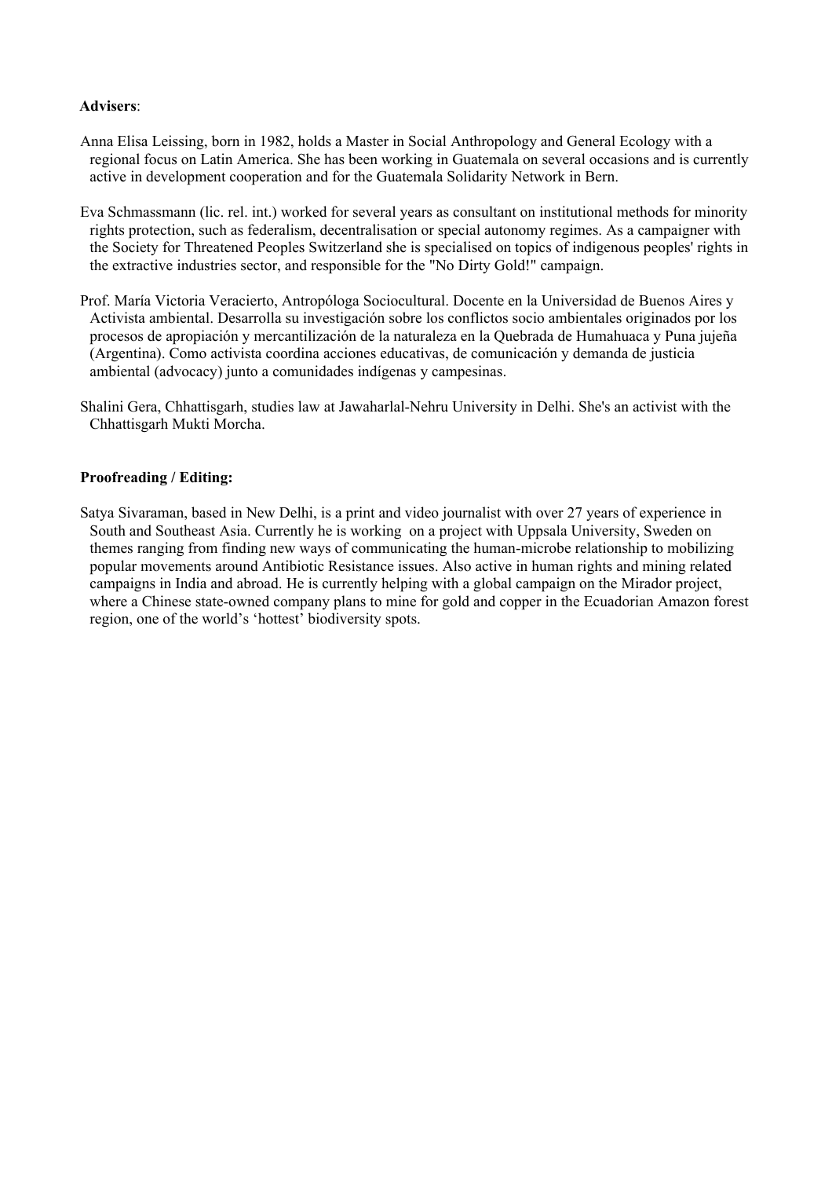**Advisers**:

Anna Elisa Leissing, born in 1982, holds a Master in Social Anthropology and General Ecology with a regional focus on Latin America. She has been working in Guatemala on several occasions and is currently active in development cooperation and for the Guatemala Solidarity Network in Bern.

Eva Schmassmann (lic. rel. int.) worked for several years as consultant on institutional methods for minority rights protection, such as federalism, decentralisation or special autonomy regimes. As a campaigner with the Society for Threatened Peoples Switzerland she is specialised on topics of indigenous peoples' rights in the extractive industries sector, and responsible for the "No Dirty Gold!" campaign.

Prof. María Victoria Veracierto, Antropóloga Sociocultural. Docente en la Universidad de Buenos Aires y Activista ambiental. Desarrolla su investigación sobre los conflictos socio ambientales originados por los procesos de apropiación y mercantilización de la naturaleza en la Quebrada de Humahuaca y Puna jujeña (Argentina). Como activista coordina acciones educativas, de comunicación y demanda de justicia ambiental (advocacy) junto a comunidades indígenas y campesinas.

Shalini Gera, Chhattisgarh, studies law at Jawaharlal-Nehru University in Delhi. She's an activist with the Chhattisgarh Mukti Morcha.

**Proofreading / Editing:**

Satya Sivaraman, based in New Delhi, is a print and video journalist with over 27 years of experience in South and Southeast Asia. Currently he is working on a project with Uppsala University, Sweden on themes ranging from finding new ways of communicating the human-microbe relationship to mobilizing popular movements around Antibiotic Resistance issues. Also active in human rights and mining related campaigns in India and abroad. He is currently helping with a global campaign on the Mirador project, where a Chinese state-owned company plans to mine for gold and copper in the Ecuadorian Amazon forest region, one of the world's 'hottest' biodiversity spots.